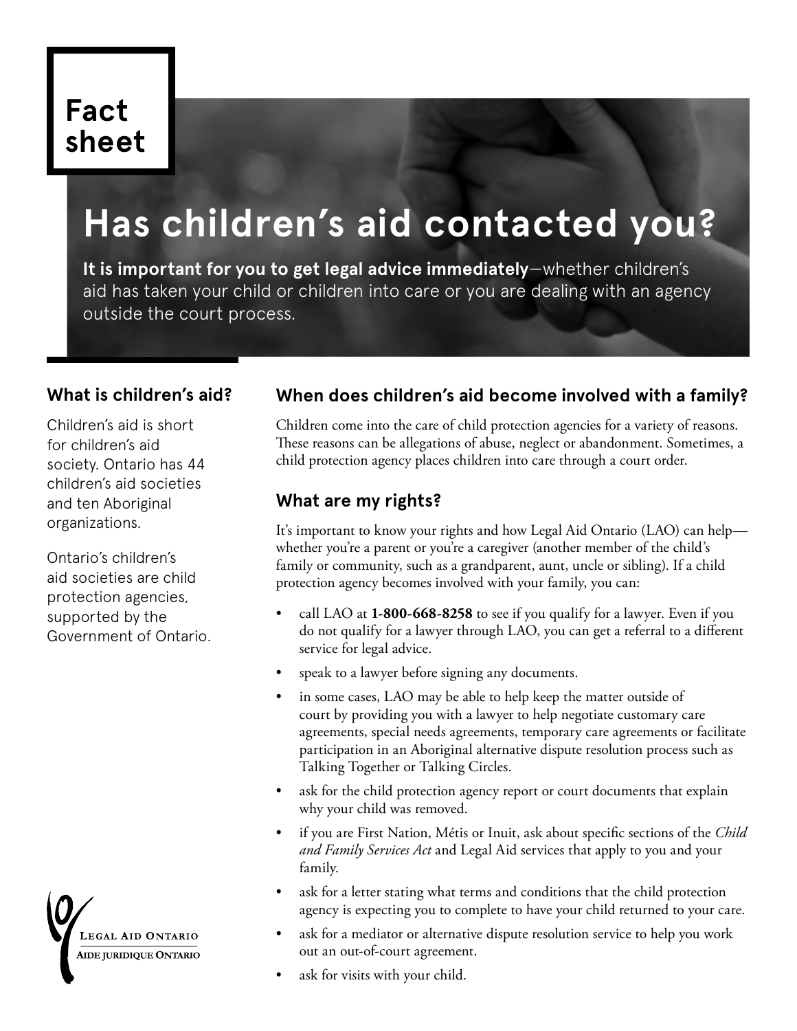Fact sheet

# Has children's aid contacted you?

**It is important for you to get legal advice immediately**—whether children's aid has taken your child or children into care or you are dealing with an agency outside the court process.

## What is children's aid?

Children's aid is short for children's aid society. Ontario has 44 children's aid societies and ten Aboriginal organizations.

Ontario's children's aid societies are child protection agencies, supported by the Government of Ontario.

## When does children's aid become involved with a family?

Children come into the care of child protection agencies for a variety of reasons. These reasons can be allegations of abuse, neglect or abandonment. Sometimes, a child protection agency places children into care through a court order.

## What are my rights?

It's important to know your rights and how Legal Aid Ontario (LAO) can help—whether you're a parent or you're a caregiver (another member of the child's family or community, such as a grandparent, aunt, uncle or sibling). If a child protection agency becomes involved with your family, you can:

- call LAO at **1-800-668-8258** to see if you qualify for a lawyer. Even if you do not qualify for a lawyer through LAO, you can get a referral to a different service for legal advice.
- speak to a lawyer before signing any documents.
- in some cases, LAO may be able to help keep the matter outside of court by providing you with a lawyer to help negotiate customary care agreements, special needs agreements, temporary care agreements or facilitate participation in an Aboriginal alternative dispute resolution process such as Talking Together or Talking Circles.
- ask for the child protection agency report or court documents that explain why your child was removed.
- if you are First Nation, Métis or Inuit, ask about specific sections of the *Child and Family Services Act* and Legal Aid services that apply to you and your family.
- ask for a letter stating what terms and conditions that the child protection agency is expecting you to complete to have your child returned to your care.
- ask for a mediator or alternative dispute resolution service to help you work out an out-of-court agreement.
- ask for visits with your child.

Legal Aid Ontario
Aide juridique Ontario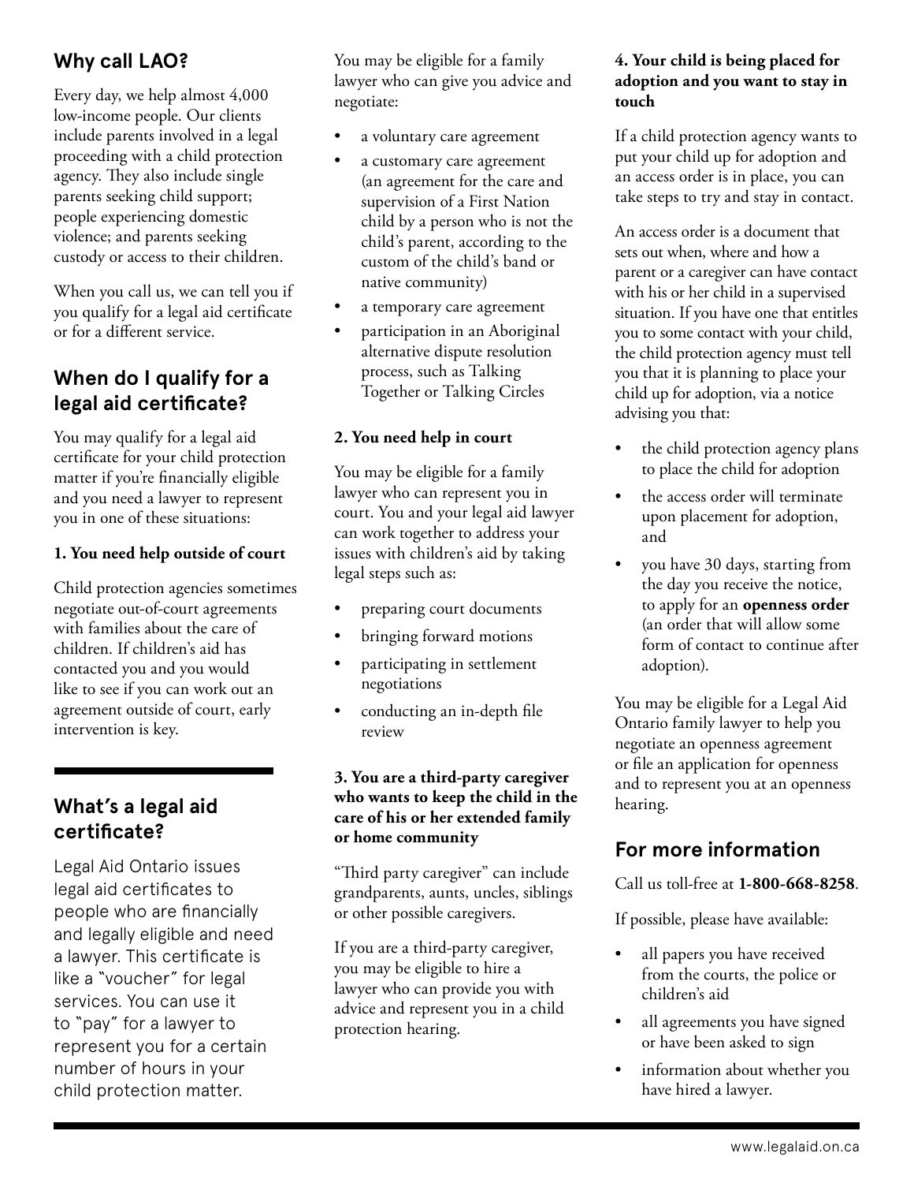## Why call LAO?

Every day, we help almost 4,000 low-income people. Our clients include parents involved in a legal proceeding with a child protection agency. They also include single parents seeking child support; people experiencing domestic violence; and parents seeking custody or access to their children.

When you call us, we can tell you if you qualify for a legal aid certificate or for a different service.

## When do I qualify for a legal aid certificate?

You may qualify for a legal aid certificate for your child protection matter if you're financially eligible and you need a lawyer to represent you in one of these situations:

**1. You need help outside of court**

Child protection agencies sometimes negotiate out-of-court agreements with families about the care of children. If children's aid has contacted you and you would like to see if you can work out an agreement outside of court, early intervention is key.

You may be eligible for a family lawyer who can give you advice and negotiate:

- a voluntary care agreement
- a customary care agreement (an agreement for the care and supervision of a First Nation child by a person who is not the child's parent, according to the custom of the child's band or native community)
- a temporary care agreement
- participation in an Aboriginal alternative dispute resolution process, such as Talking Together or Talking Circles

**2. You need help in court**

You may be eligible for a family lawyer who can represent you in court. You and your legal aid lawyer can work together to address your issues with children's aid by taking legal steps such as:

- preparing court documents
- bringing forward motions
- participating in settlement negotiations
- conducting an in-depth file review

**3. You are a third-party caregiver who wants to keep the child in the care of his or her extended family or home community**

"Third party caregiver" can include grandparents, aunts, uncles, siblings or other possible caregivers.

If you are a third-party caregiver, you may be eligible to hire a lawyer who can provide you with advice and represent you in a child protection hearing.

**4. Your child is being placed for adoption and you want to stay in touch**

If a child protection agency wants to put your child up for adoption and an access order is in place, you can take steps to try and stay in contact.

An access order is a document that sets out when, where and how a parent or a caregiver can have contact with his or her child in a supervised situation. If you have one that entitles you to some contact with your child, the child protection agency must tell you that it is planning to place your child up for adoption, via a notice advising you that:

- the child protection agency plans to place the child for adoption
- the access order will terminate upon placement for adoption, and
- you have 30 days, starting from the day you receive the notice, to apply for an **openness order** (an order that will allow some form of contact to continue after adoption).

You may be eligible for a Legal Aid Ontario family lawyer to help you negotiate an openness agreement or file an application for openness and to represent you at an openness hearing.

## What's a legal aid certificate?

Legal Aid Ontario issues legal aid certificates to people who are financially and legally eligible and need a lawyer. This certificate is like a "voucher" for legal services. You can use it to "pay" for a lawyer to represent you for a certain number of hours in your child protection matter.

## For more information

Call us toll-free at **1-800-668-8258**.

If possible, please have available:

- all papers you have received from the courts, the police or children's aid
- all agreements you have signed or have been asked to sign
- information about whether you have hired a lawyer.